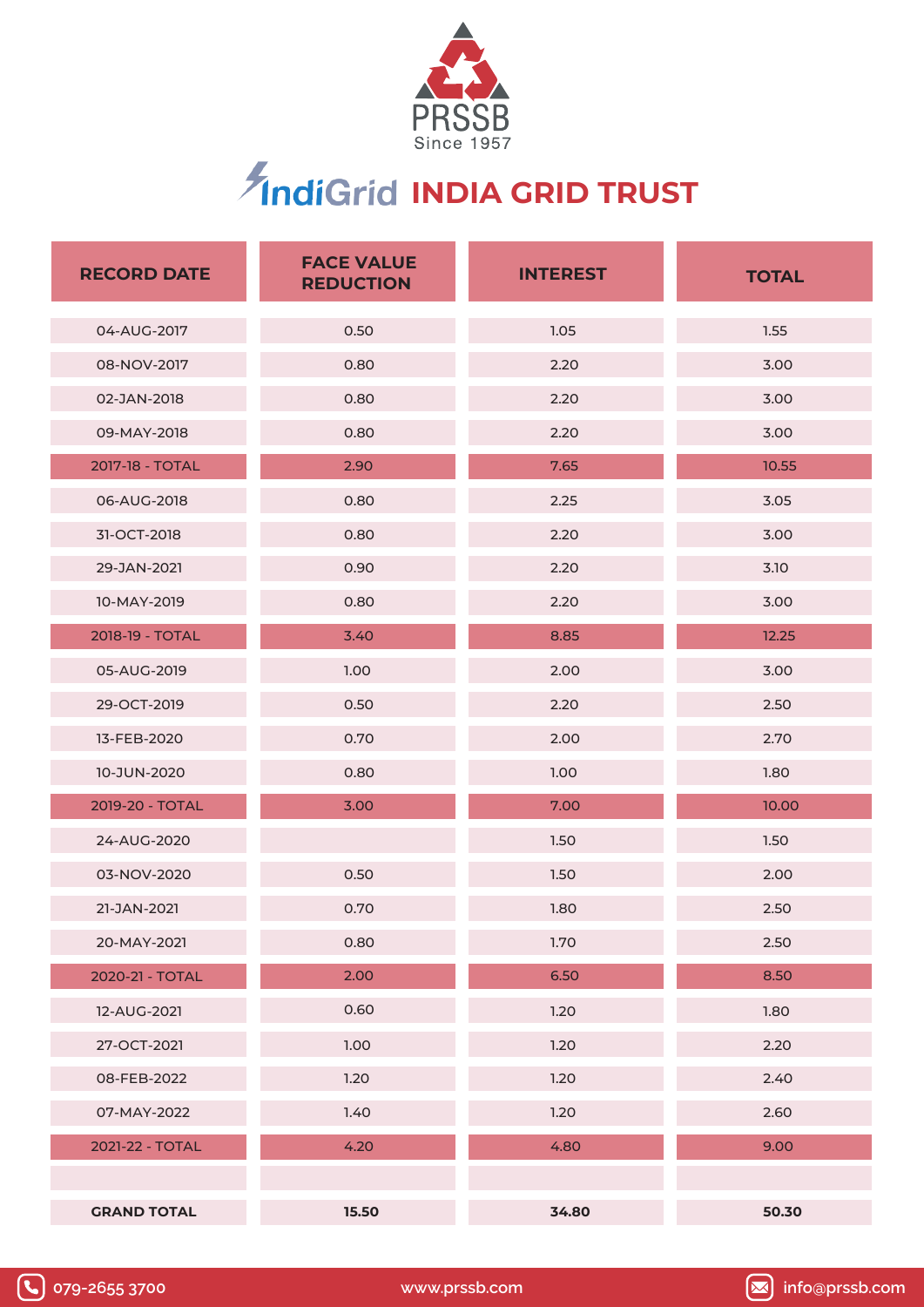PRSSB

Since 1957

# IndiGrid INDIA GRID TRUST

| RECORD DATE | FACE VALUE REDUCTION | INTEREST | TOTAL |
|---|---|---|---|
| 04-AUG-2017 | 0.50 | 1.05 | 1.55 |
| 08-NOV-2017 | 0.80 | 2.20 | 3.00 |
| 02-JAN-2018 | 0.80 | 2.20 | 3.00 |
| 09-MAY-2018 | 0.80 | 2.20 | 3.00 |
| 2017-18 - TOTAL | 2.90 | 7.65 | 10.55 |
| 06-AUG-2018 | 0.80 | 2.25 | 3.05 |
| 31-OCT-2018 | 0.80 | 2.20 | 3.00 |
| 29-JAN-2021 | 0.90 | 2.20 | 3.10 |
| 10-MAY-2019 | 0.80 | 2.20 | 3.00 |
| 2018-19 - TOTAL | 3.40 | 8.85 | 12.25 |
| 05-AUG-2019 | 1.00 | 2.00 | 3.00 |
| 29-OCT-2019 | 0.50 | 2.20 | 2.50 |
| 13-FEB-2020 | 0.70 | 2.00 | 2.70 |
| 10-JUN-2020 | 0.80 | 1.00 | 1.80 |
| 2019-20 - TOTAL | 3.00 | 7.00 | 10.00 |
| 24-AUG-2020 | | 1.50 | 1.50 |
| 03-NOV-2020 | 0.50 | 1.50 | 2.00 |
| 21-JAN-2021 | 0.70 | 1.80 | 2.50 |
| 20-MAY-2021 | 0.80 | 1.70 | 2.50 |
| 2020-21 - TOTAL | 2.00 | 6.50 | 8.50 |
| 12-AUG-2021 | 0.60 | 1.20 | 1.80 |
| 27-OCT-2021 | 1.00 | 1.20 | 2.20 |
| 08-FEB-2022 | 1.20 | 1.20 | 2.40 |
| 07-MAY-2022 | 1.40 | 1.20 | 2.60 |
| 2021-22 - TOTAL | 4.20 | 4.80 | 9.00 |
| | | | |
| **GRAND TOTAL** | **15.50** | **34.80** | **50.30** |

079-2655 3700 www.prssb.com info@prssb.com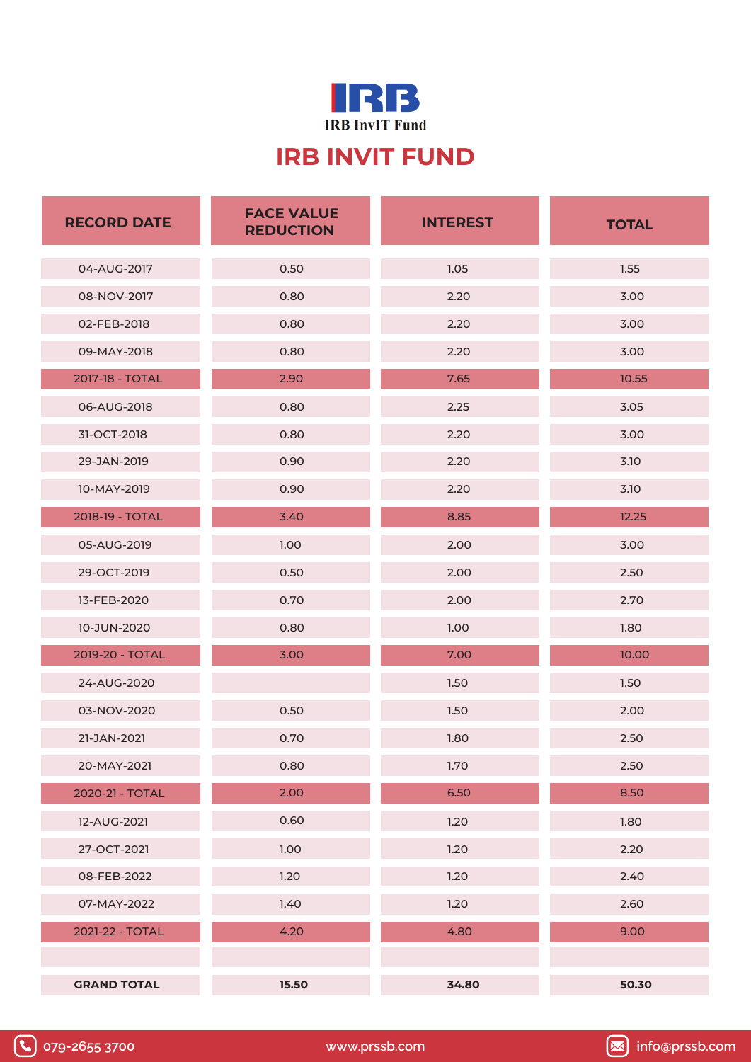IRB InvIT Fund

# IRB INVIT FUND

| RECORD DATE | FACE VALUE REDUCTION | INTEREST | TOTAL |
|---|---|---|---|
| 04-AUG-2017 | 0.50 | 1.05 | 1.55 |
| 08-NOV-2017 | 0.80 | 2.20 | 3.00 |
| 02-FEB-2018 | 0.80 | 2.20 | 3.00 |
| 09-MAY-2018 | 0.80 | 2.20 | 3.00 |
| 2017-18 - TOTAL | 2.90 | 7.65 | 10.55 |
| 06-AUG-2018 | 0.80 | 2.25 | 3.05 |
| 31-OCT-2018 | 0.80 | 2.20 | 3.00 |
| 29-JAN-2019 | 0.90 | 2.20 | 3.10 |
| 10-MAY-2019 | 0.90 | 2.20 | 3.10 |
| 2018-19 - TOTAL | 3.40 | 8.85 | 12.25 |
| 05-AUG-2019 | 1.00 | 2.00 | 3.00 |
| 29-OCT-2019 | 0.50 | 2.00 | 2.50 |
| 13-FEB-2020 | 0.70 | 2.00 | 2.70 |
| 10-JUN-2020 | 0.80 | 1.00 | 1.80 |
| 2019-20 - TOTAL | 3.00 | 7.00 | 10.00 |
| 24-AUG-2020 | | 1.50 | 1.50 |
| 03-NOV-2020 | 0.50 | 1.50 | 2.00 |
| 21-JAN-2021 | 0.70 | 1.80 | 2.50 |
| 20-MAY-2021 | 0.80 | 1.70 | 2.50 |
| 2020-21 - TOTAL | 2.00 | 6.50 | 8.50 |
| 12-AUG-2021 | 0.60 | 1.20 | 1.80 |
| 27-OCT-2021 | 1.00 | 1.20 | 2.20 |
| 08-FEB-2022 | 1.20 | 1.20 | 2.40 |
| 07-MAY-2022 | 1.40 | 1.20 | 2.60 |
| 2021-22 - TOTAL | 4.20 | 4.80 | 9.00 |
| | | | |
| **GRAND TOTAL** | **15.50** | **34.80** | **50.30** |

079-2655 3700 www.prssb.com info@prssb.com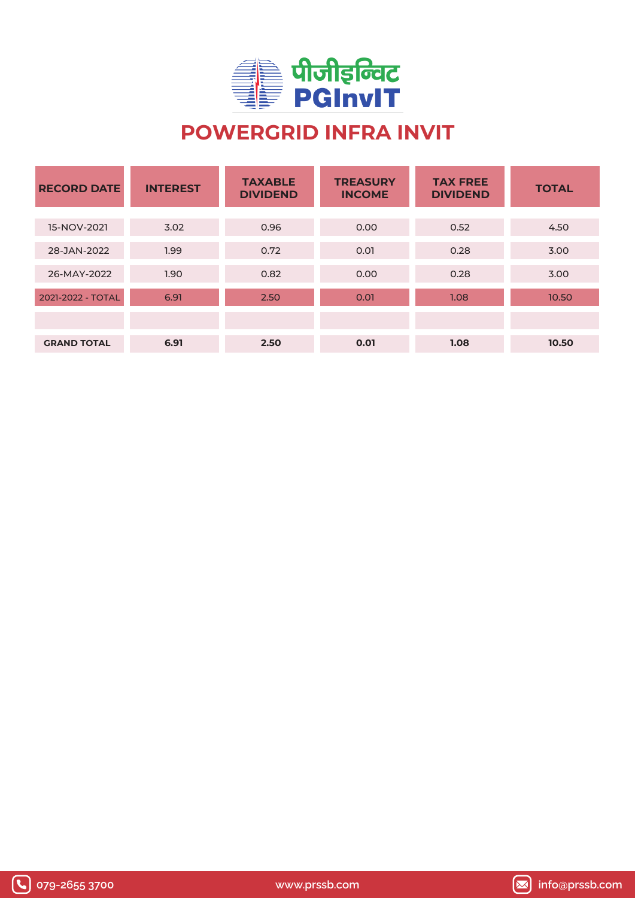पीजीइन्विट
PGInvIT

# POWERGRID INFRA INVIT

| RECORD DATE | INTEREST | TAXABLE DIVIDEND | TREASURY INCOME | TAX FREE DIVIDEND | TOTAL |
|---|---|---|---|---|---|
| 15-NOV-2021 | 3.02 | 0.96 | 0.00 | 0.52 | 4.50 |
| 28-JAN-2022 | 1.99 | 0.72 | 0.01 | 0.28 | 3.00 |
| 26-MAY-2022 | 1.90 | 0.82 | 0.00 | 0.28 | 3.00 |
| 2021-2022 - TOTAL | 6.91 | 2.50 | 0.01 | 1.08 | 10.50 |
| | | | | | |
| **GRAND TOTAL** | **6.91** | **2.50** | **0.01** | **1.08** | **10.50** |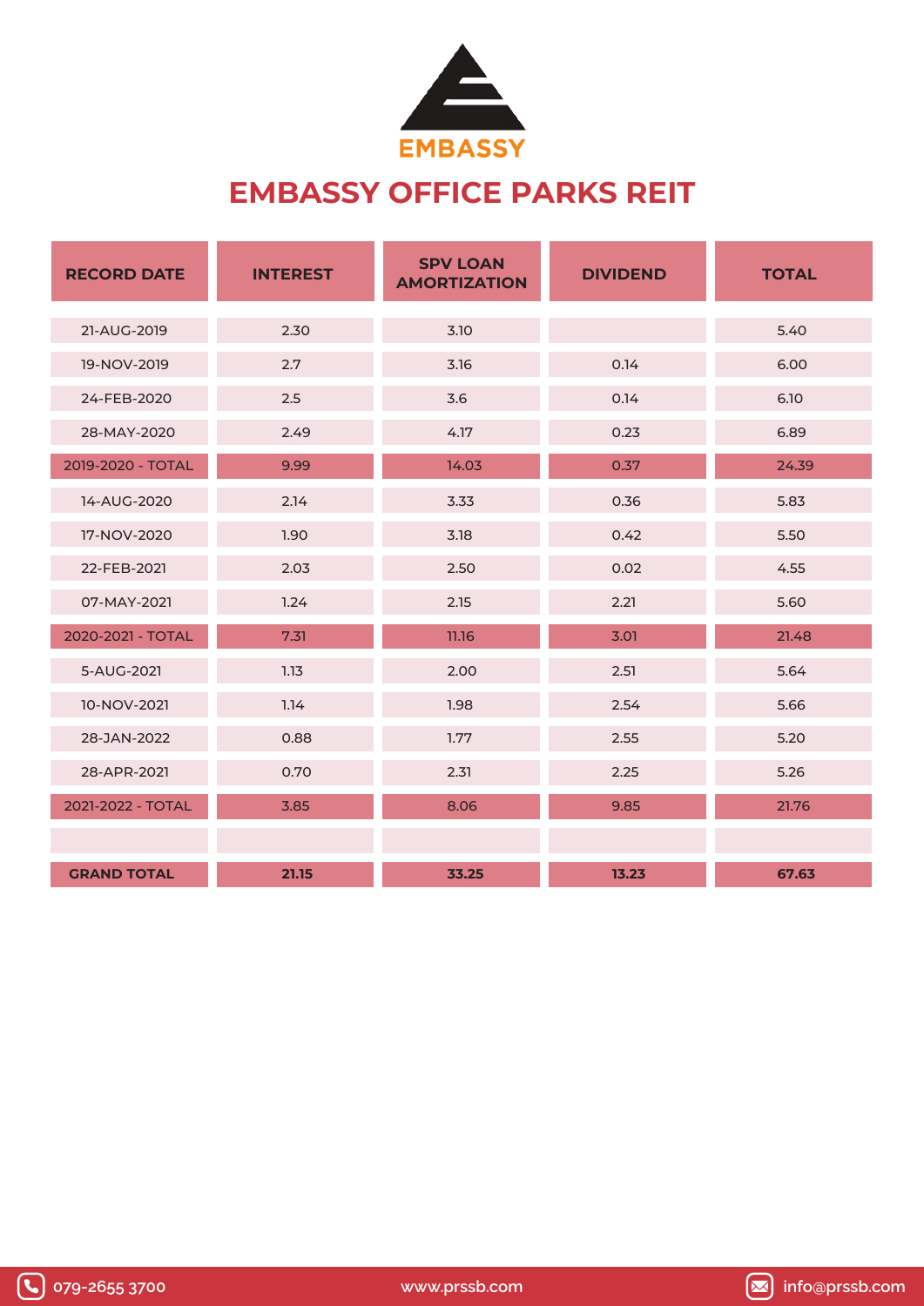EMBASSY

# EMBASSY OFFICE PARKS REIT

| RECORD DATE | INTEREST | SPV LOAN AMORTIZATION | DIVIDEND | TOTAL |
|---|---|---|---|---|
| 21-AUG-2019 | 2.30 | 3.10 | | 5.40 |
| 19-NOV-2019 | 2.7 | 3.16 | 0.14 | 6.00 |
| 24-FEB-2020 | 2.5 | 3.6 | 0.14 | 6.10 |
| 28-MAY-2020 | 2.49 | 4.17 | 0.23 | 6.89 |
| 2019-2020 - TOTAL | 9.99 | 14.03 | 0.37 | 24.39 |
| 14-AUG-2020 | 2.14 | 3.33 | 0.36 | 5.83 |
| 17-NOV-2020 | 1.90 | 3.18 | 0.42 | 5.50 |
| 22-FEB-2021 | 2.03 | 2.50 | 0.02 | 4.55 |
| 07-MAY-2021 | 1.24 | 2.15 | 2.21 | 5.60 |
| 2020-2021 - TOTAL | 7.31 | 11.16 | 3.01 | 21.48 |
| 5-AUG-2021 | 1.13 | 2.00 | 2.51 | 5.64 |
| 10-NOV-2021 | 1.14 | 1.98 | 2.54 | 5.66 |
| 28-JAN-2022 | 0.88 | 1.77 | 2.55 | 5.20 |
| 28-APR-2021 | 0.70 | 2.31 | 2.25 | 5.26 |
| 2021-2022 - TOTAL | 3.85 | 8.06 | 9.85 | 21.76 |
| | | | | |
| **GRAND TOTAL** | **21.15** | **33.25** | **13.23** | **67.63** |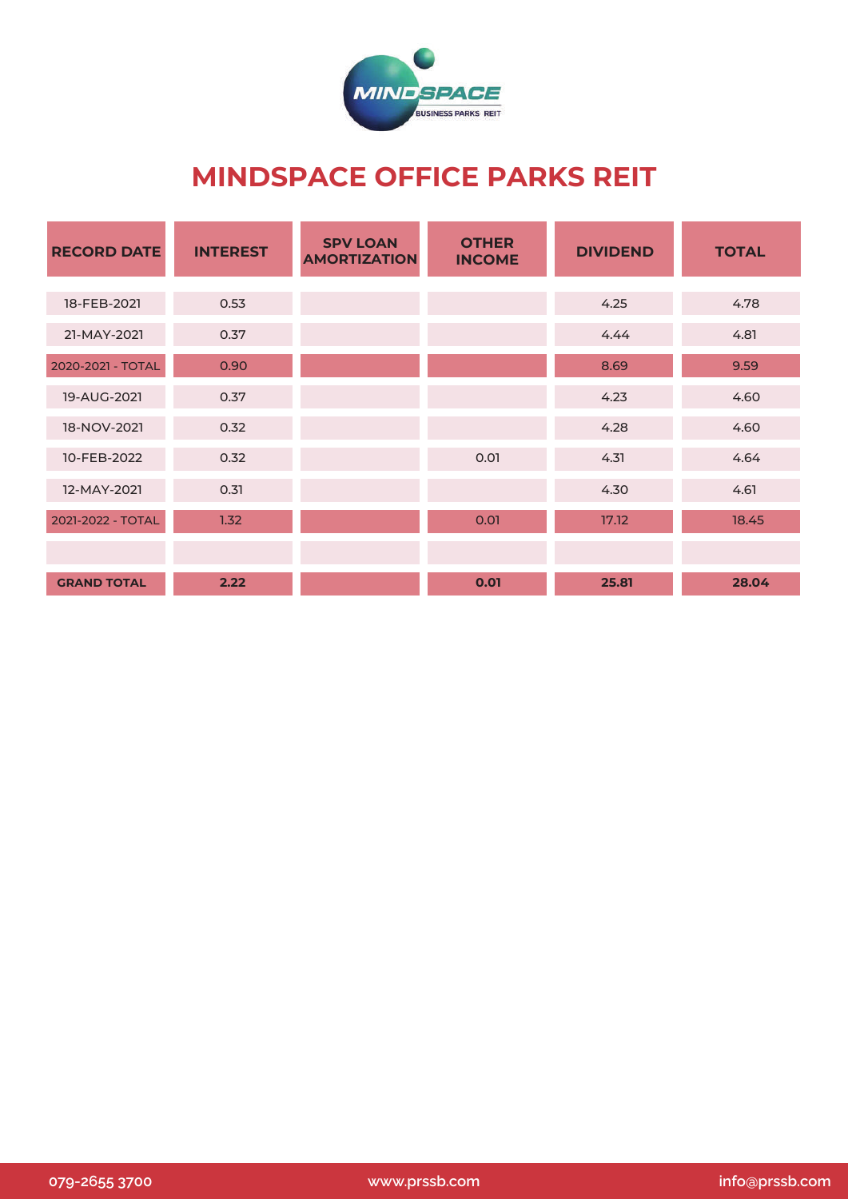# MINDSPACE OFFICE PARKS REIT

| RECORD DATE | INTEREST | SPV LOAN AMORTIZATION | OTHER INCOME | DIVIDEND | TOTAL |
|---|---|---|---|---|---|
| 18-FEB-2021 | 0.53 | | | 4.25 | 4.78 |
| 21-MAY-2021 | 0.37 | | | 4.44 | 4.81 |
| 2020-2021 - TOTAL | 0.90 | | | 8.69 | 9.59 |
| 19-AUG-2021 | 0.37 | | | 4.23 | 4.60 |
| 18-NOV-2021 | 0.32 | | | 4.28 | 4.60 |
| 10-FEB-2022 | 0.32 | | 0.01 | 4.31 | 4.64 |
| 12-MAY-2021 | 0.31 | | | 4.30 | 4.61 |
| 2021-2022 - TOTAL | 1.32 | | 0.01 | 17.12 | 18.45 |
| | | | | | |
| **GRAND TOTAL** | **2.22** | | **0.01** | **25.81** | **28.04** |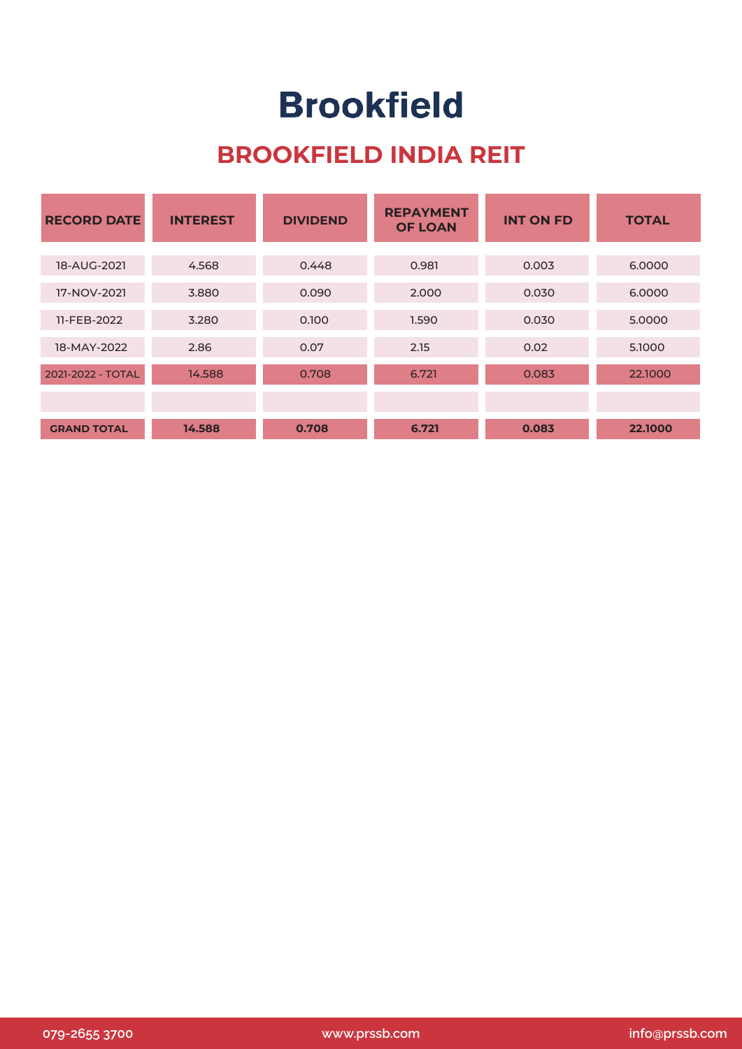# Brookfield

## BROOKFIELD INDIA REIT

| RECORD DATE | INTEREST | DIVIDEND | REPAYMENT OF LOAN | INT ON FD | TOTAL |
|---|---|---|---|---|---|
| 18-AUG-2021 | 4.568 | 0.448 | 0.981 | 0.003 | 6.0000 |
| 17-NOV-2021 | 3.880 | 0.090 | 2.000 | 0.030 | 6.0000 |
| 11-FEB-2022 | 3.280 | 0.100 | 1.590 | 0.030 | 5.0000 |
| 18-MAY-2022 | 2.86 | 0.07 | 2.15 | 0.02 | 5.1000 |
| 2021-2022 - TOTAL | 14.588 | 0.708 | 6.721 | 0.083 | 22.1000 |
| | | | | | |
| **GRAND TOTAL** | **14.588** | **0.708** | **6.721** | **0.083** | **22.1000** |

079-2655 3700 www.prssb.com info@prssb.com